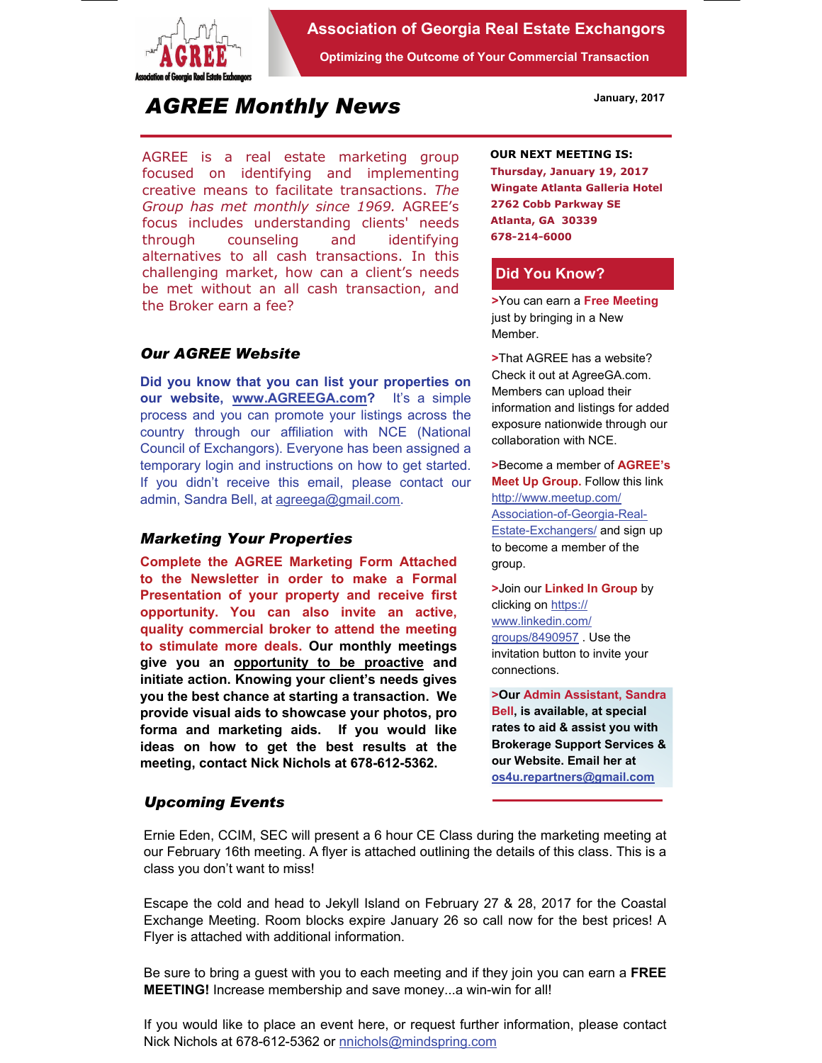# Association of Georgia Real Estate Exchangors

**Optimizing the Outcome of Your Commercial Transaction**

# AGREE Monthly News

January, 2017

AGREE is a real estate marketing group focused on identifying and implementing creative means to facilitate transactions. *The Group has met monthly since 1969.* AGREE's focus includes understanding clients' needs through counseling and identifying alternatives to all cash transactions. In this challenging market, how can a client's needs be met without an all cash transaction, and the Broker earn a fee?

## Our AGREE Website

**Did you know that you can list your properties on our website, www.AGREEGA.com?** It's a simple process and you can promote your listings across the country through our affiliation with NCE (National Council of Exchangors). Everyone has been assigned a temporary login and instructions on how to get started. If you didn't receive this email, please contact our admin, Sandra Bell, at agreega@gmail.com.

## Marketing Your Properties

**Complete the AGREE Marketing Form Attached to the Newsletter in order to make a Formal Presentation of your property and receive first opportunity. You can also invite an active, quality commercial broker to attend the meeting to stimulate more deals. Our monthly meetings give you an opportunity to be proactive and initiate action. Knowing your client's needs gives you the best chance at starting a transaction. We provide visual aids to showcase your photos, pro forma and marketing aids. If you would like ideas on how to get the best results at the meeting, contact Nick Nichols at 678-612-5362.**

**OUR NEXT MEETING IS:**

**Thursday, January 19, 2017**
**Wingate Atlanta Galleria Hotel**
**2762 Cobb Parkway SE**
**Atlanta, GA 30339**
**678-214-6000**

## Did You Know?

>You can earn a **Free Meeting** just by bringing in a New Member.

>That AGREE has a website? Check it out at AgreeGA.com. Members can upload their information and listings for added exposure nationwide through our collaboration with NCE.

>Become a member of **AGREE's Meet Up Group.** Follow this link http://www.meetup.com/Association-of-Georgia-Real-Estate-Exchangers/ and sign up to become a member of the group.

>Join our **Linked In Group** by clicking on https://www.linkedin.com/groups/8490957 . Use the invitation button to invite your connections.

**>Our Admin Assistant, Sandra Bell, is available, at special rates to aid & assist you with Brokerage Support Services & our Website. Email her at os4u.repartners@gmail.com**

## Upcoming Events

Ernie Eden, CCIM, SEC will present a 6 hour CE Class during the marketing meeting at our February 16th meeting. A flyer is attached outlining the details of this class. This is a class you don't want to miss!

Escape the cold and head to Jekyll Island on February 27 & 28, 2017 for the Coastal Exchange Meeting. Room blocks expire January 26 so call now for the best prices! A Flyer is attached with additional information.

Be sure to bring a guest with you to each meeting and if they join you can earn a **FREE MEETING!** Increase membership and save money...a win-win for all!

If you would like to place an event here, or request further information, please contact Nick Nichols at 678-612-5362 or nnichols@mindspring.com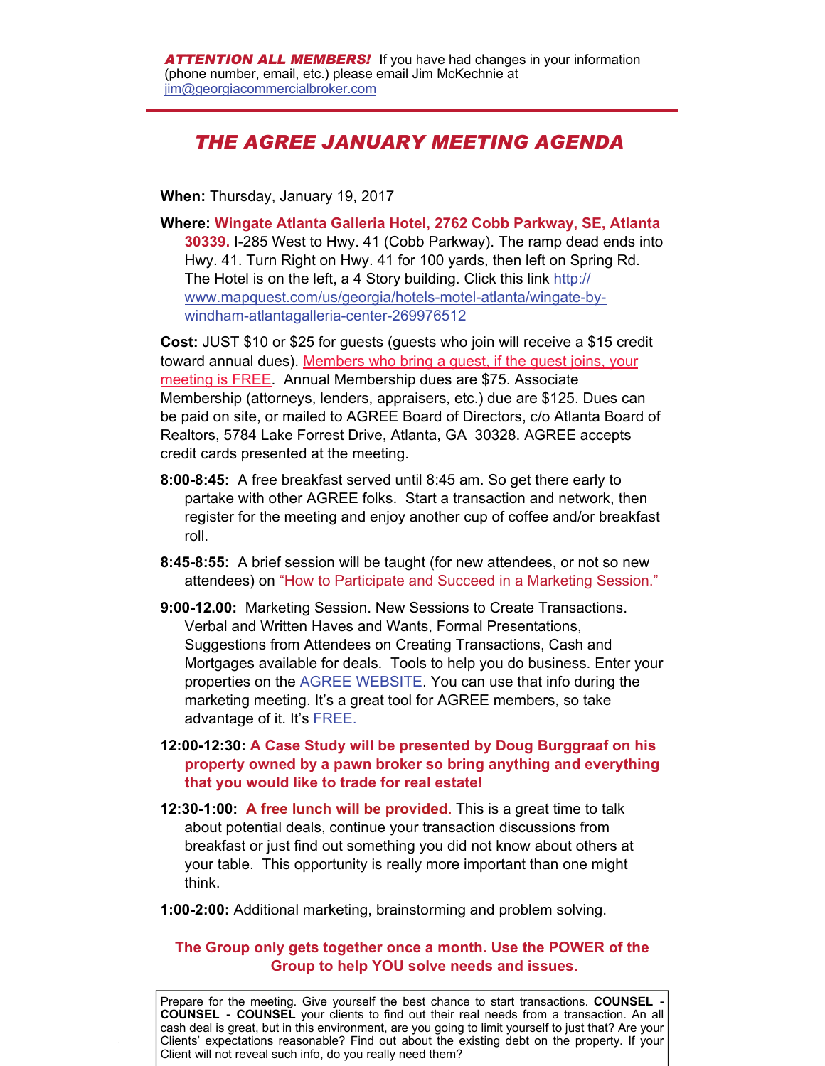***ATTENTION ALL MEMBERS!*** If you have had changes in your information (phone number, email, etc.) please email Jim McKechnie at jim@georgiacommercialbroker.com

---

## *THE AGREE JANUARY MEETING AGENDA*

**When:** Thursday, January 19, 2017

**Where:** **Wingate Atlanta Galleria Hotel, 2762 Cobb Parkway, SE, Atlanta 30339.** I-285 West to Hwy. 41 (Cobb Parkway). The ramp dead ends into Hwy. 41. Turn Right on Hwy. 41 for 100 yards, then left on Spring Rd. The Hotel is on the left, a 4 Story building. Click this link http://www.mapquest.com/us/georgia/hotels-motel-atlanta/wingate-by-windham-atlantagalleria-center-269976512

**Cost:** JUST $10 or $25 for guests (guests who join will receive a $15 credit toward annual dues). Members who bring a guest, if the guest joins, your meeting is FREE. Annual Membership dues are $75. Associate Membership (attorneys, lenders, appraisers, etc.) due are $125. Dues can be paid on site, or mailed to AGREE Board of Directors, c/o Atlanta Board of Realtors, 5784 Lake Forrest Drive, Atlanta, GA 30328. AGREE accepts credit cards presented at the meeting.

**8:00-8:45:** A free breakfast served until 8:45 am. So get there early to partake with other AGREE folks. Start a transaction and network, then register for the meeting and enjoy another cup of coffee and/or breakfast roll.

**8:45-8:55:** A brief session will be taught (for new attendees, or not so new attendees) on "How to Participate and Succeed in a Marketing Session."

**9:00-12.00:** Marketing Session. New Sessions to Create Transactions. Verbal and Written Haves and Wants, Formal Presentations, Suggestions from Attendees on Creating Transactions, Cash and Mortgages available for deals. Tools to help you do business. Enter your properties on the AGREE WEBSITE. You can use that info during the marketing meeting. It's a great tool for AGREE members, so take advantage of it. It's FREE.

**12:00-12:30:** **A Case Study will be presented by Doug Burggraaf on his property owned by a pawn broker so bring anything and everything that you would like to trade for real estate!**

**12:30-1:00:** **A free lunch will be provided.** This is a great time to talk about potential deals, continue your transaction discussions from breakfast or just find out something you did not know about others at your table. This opportunity is really more important than one might think.

**1:00-2:00:** Additional marketing, brainstorming and problem solving.

**The Group only gets together once a month. Use the POWER of the Group to help YOU solve needs and issues.**

Prepare for the meeting. Give yourself the best chance to start transactions. **COUNSEL - COUNSEL - COUNSEL** your clients to find out their real needs from a transaction. An all cash deal is great, but in this environment, are you going to limit yourself to just that? Are your Clients' expectations reasonable? Find out about the existing debt on the property. If your Client will not reveal such info, do you really need them?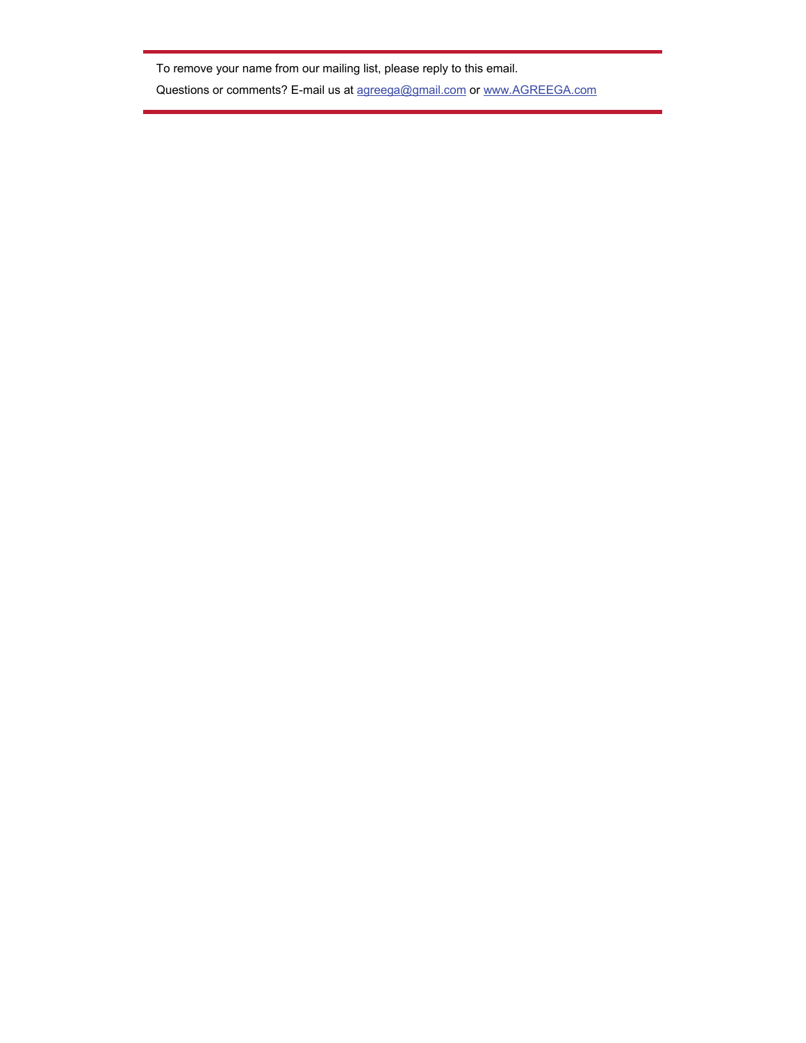To remove your name from our mailing list, please reply to this email.

Questions or comments? E-mail us at agreega@gmail.com or www.AGREEGA.com